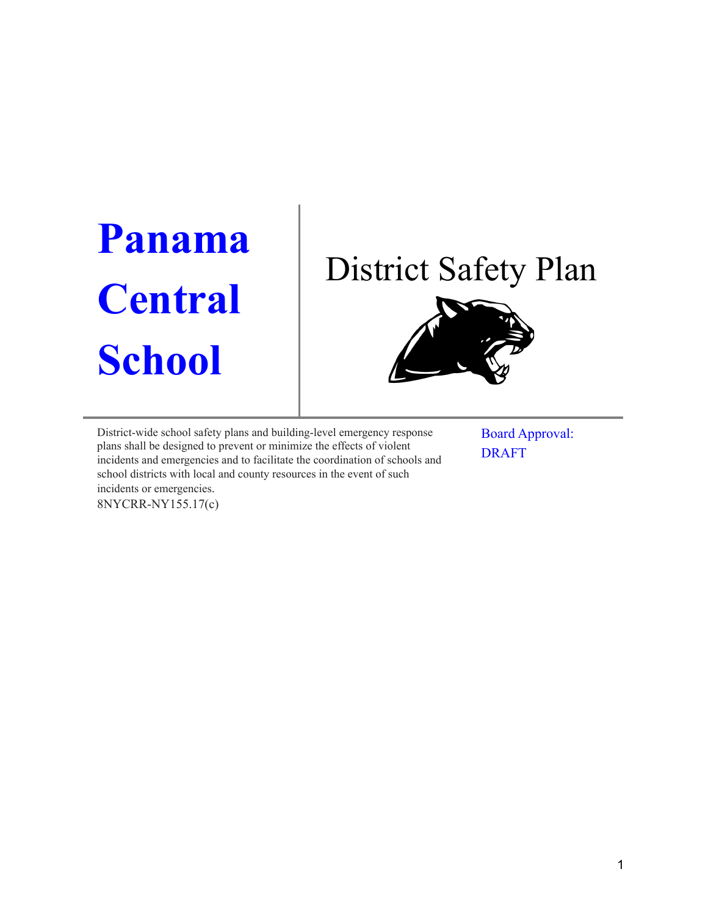# Panama Central School

# District Safety Plan

District-wide school safety plans and building-level emergency response plans shall be designed to prevent or minimize the effects of violent incidents and emergencies and to facilitate the coordination of schools and school districts with local and county resources in the event of such incidents or emergencies.
8NYCRR-NY155.17(c)

Board Approval:
DRAFT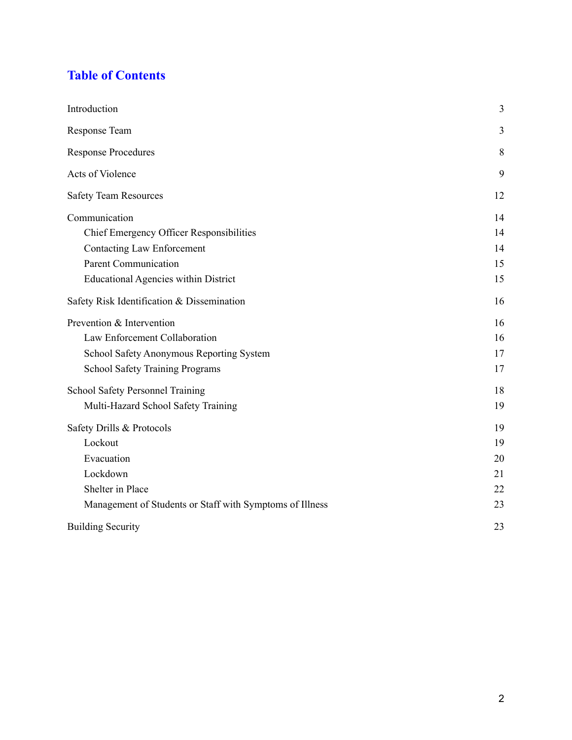# Table of Contents

| | |
|---|---|
| Introduction | 3 |
| Response Team | 3 |
| Response Procedures | 8 |
| Acts of Violence | 9 |
| Safety Team Resources | 12 |
| Communication | 14 |
| Chief Emergency Officer Responsibilities | 14 |
| Contacting Law Enforcement | 14 |
| Parent Communication | 15 |
| Educational Agencies within District | 15 |
| Safety Risk Identification & Dissemination | 16 |
| Prevention & Intervention | 16 |
| Law Enforcement Collaboration | 16 |
| School Safety Anonymous Reporting System | 17 |
| School Safety Training Programs | 17 |
| School Safety Personnel Training | 18 |
| Multi-Hazard School Safety Training | 19 |
| Safety Drills & Protocols | 19 |
| Lockout | 19 |
| Evacuation | 20 |
| Lockdown | 21 |
| Shelter in Place | 22 |
| Management of Students or Staff with Symptoms of Illness | 23 |
| Building Security | 23 |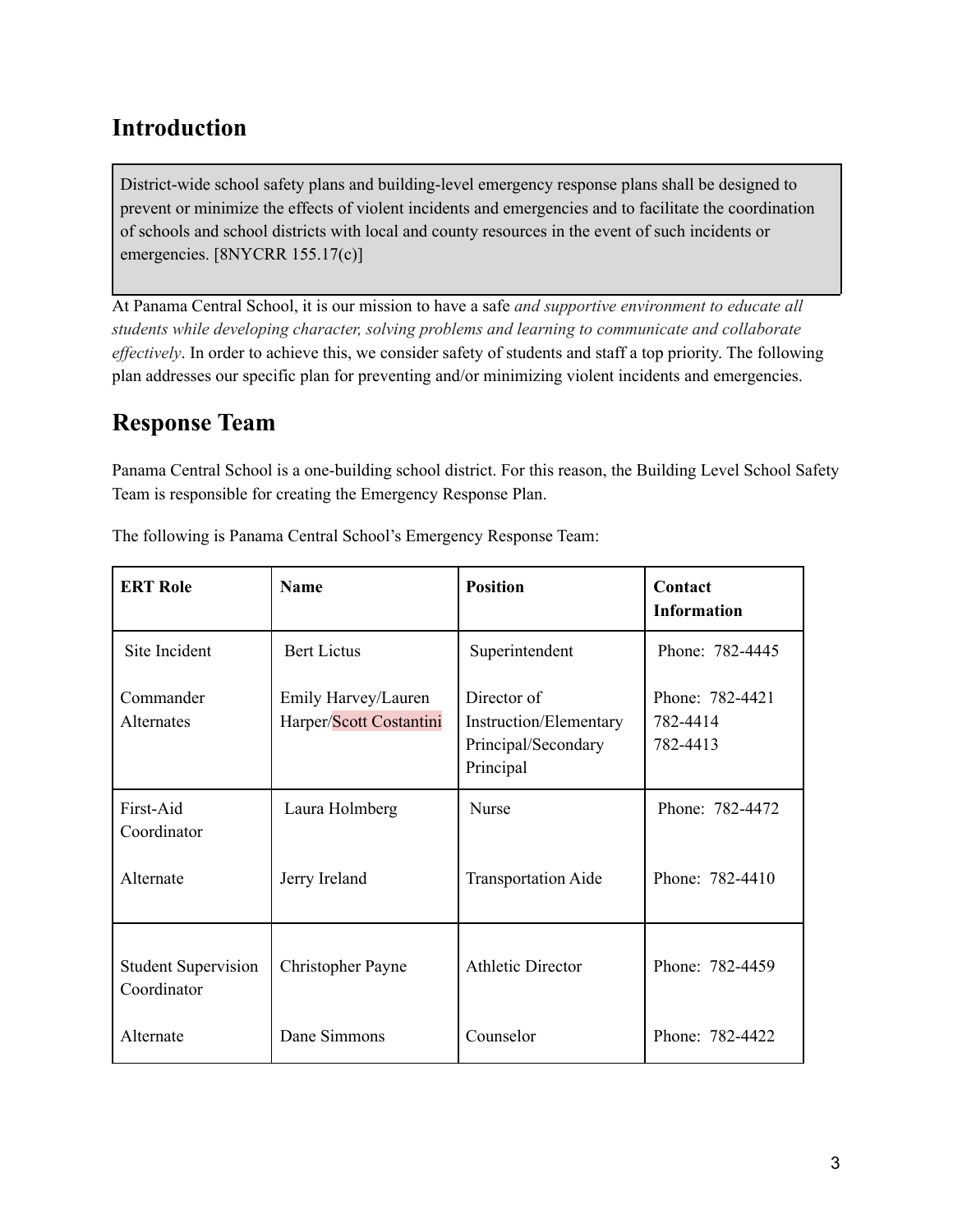## Introduction

District-wide school safety plans and building-level emergency response plans shall be designed to prevent or minimize the effects of violent incidents and emergencies and to facilitate the coordination of schools and school districts with local and county resources in the event of such incidents or emergencies. [8NYCRR 155.17(c)]

At Panama Central School, it is our mission to have a safe *and supportive environment to educate all students while developing character, solving problems and learning to communicate and collaborate effectively*. In order to achieve this, we consider safety of students and staff a top priority. The following plan addresses our specific plan for preventing and/or minimizing violent incidents and emergencies.

## Response Team

Panama Central School is a one-building school district. For this reason, the Building Level School Safety Team is responsible for creating the Emergency Response Plan.

The following is Panama Central School's Emergency Response Team:

| ERT Role | Name | Position | Contact Information |
|---|---|---|---|
| Site Incident<br><br>Commander Alternates | Bert Lictus<br><br>Emily Harvey/Lauren Harper/Scott Costantini | Superintendent<br><br>Director of Instruction/Elementary Principal/Secondary Principal | Phone: 782-4445<br><br>Phone: 782-4421<br>782-4414<br>782-4413 |
| First-Aid Coordinator<br><br>Alternate | Laura Holmberg<br><br>Jerry Ireland | Nurse<br><br>Transportation Aide | Phone: 782-4472<br><br>Phone: 782-4410 |
| Student Supervision Coordinator<br><br>Alternate | Christopher Payne<br><br>Dane Simmons | Athletic Director<br><br>Counselor | Phone: 782-4459<br><br>Phone: 782-4422 |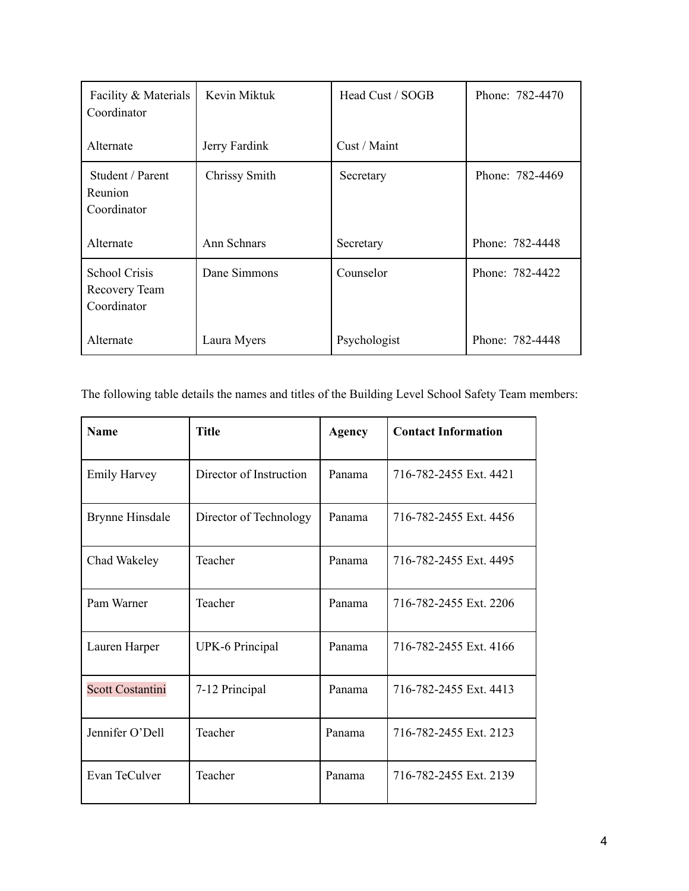| Facility & Materials Coordinator<br><br>Alternate | Kevin Miktuk<br><br>Jerry Fardink | Head Cust / SOGB<br><br>Cust / Maint | Phone: 782-4470 |
|---|---|---|---|
| Student / Parent Reunion Coordinator<br><br>Alternate | Chrissy Smith<br><br>Ann Schnars | Secretary<br><br>Secretary | Phone: 782-4469<br><br>Phone: 782-4448 |
| School Crisis Recovery Team Coordinator<br><br>Alternate | Dane Simmons<br><br>Laura Myers | Counselor<br><br>Psychologist | Phone: 782-4422<br><br>Phone: 782-4448 |

The following table details the names and titles of the Building Level School Safety Team members:

| **Name** | **Title** | **Agency** | **Contact Information** |
|---|---|---|---|
| Emily Harvey | Director of Instruction | Panama | 716-782-2455 Ext. 4421 |
| Brynne Hinsdale | Director of Technology | Panama | 716-782-2455 Ext. 4456 |
| Chad Wakeley | Teacher | Panama | 716-782-2455 Ext. 4495 |
| Pam Warner | Teacher | Panama | 716-782-2455 Ext. 2206 |
| Lauren Harper | UPK-6 Principal | Panama | 716-782-2455 Ext. 4166 |
| Scott Costantini | 7-12 Principal | Panama | 716-782-2455 Ext. 4413 |
| Jennifer O'Dell | Teacher | Panama | 716-782-2455 Ext. 2123 |
| Evan TeCulver | Teacher | Panama | 716-782-2455 Ext. 2139 |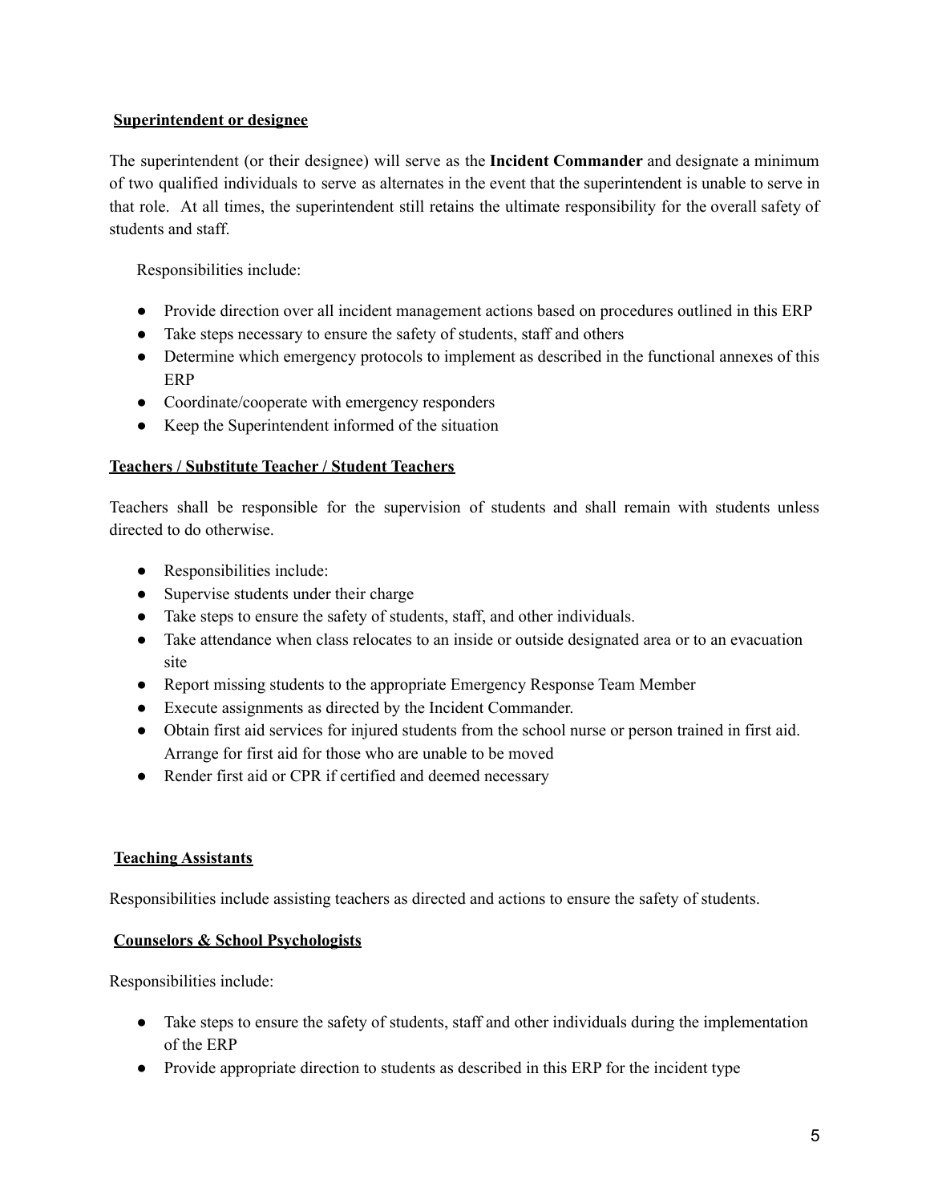**Superintendent or designee**

The superintendent (or their designee) will serve as the **Incident Commander** and designate a minimum of two qualified individuals to serve as alternates in the event that the superintendent is unable to serve in that role. At all times, the superintendent still retains the ultimate responsibility for the overall safety of students and staff.

Responsibilities include:

- Provide direction over all incident management actions based on procedures outlined in this ERP
- Take steps necessary to ensure the safety of students, staff and others
- Determine which emergency protocols to implement as described in the functional annexes of this ERP
- Coordinate/cooperate with emergency responders
- Keep the Superintendent informed of the situation

**Teachers / Substitute Teacher / Student Teachers**

Teachers shall be responsible for the supervision of students and shall remain with students unless directed to do otherwise.

- Responsibilities include:
- Supervise students under their charge
- Take steps to ensure the safety of students, staff, and other individuals.
- Take attendance when class relocates to an inside or outside designated area or to an evacuation site
- Report missing students to the appropriate Emergency Response Team Member
- Execute assignments as directed by the Incident Commander.
- Obtain first aid services for injured students from the school nurse or person trained in first aid. Arrange for first aid for those who are unable to be moved
- Render first aid or CPR if certified and deemed necessary

**Teaching Assistants**

Responsibilities include assisting teachers as directed and actions to ensure the safety of students.

**Counselors & School Psychologists**

Responsibilities include:

- Take steps to ensure the safety of students, staff and other individuals during the implementation of the ERP
- Provide appropriate direction to students as described in this ERP for the incident type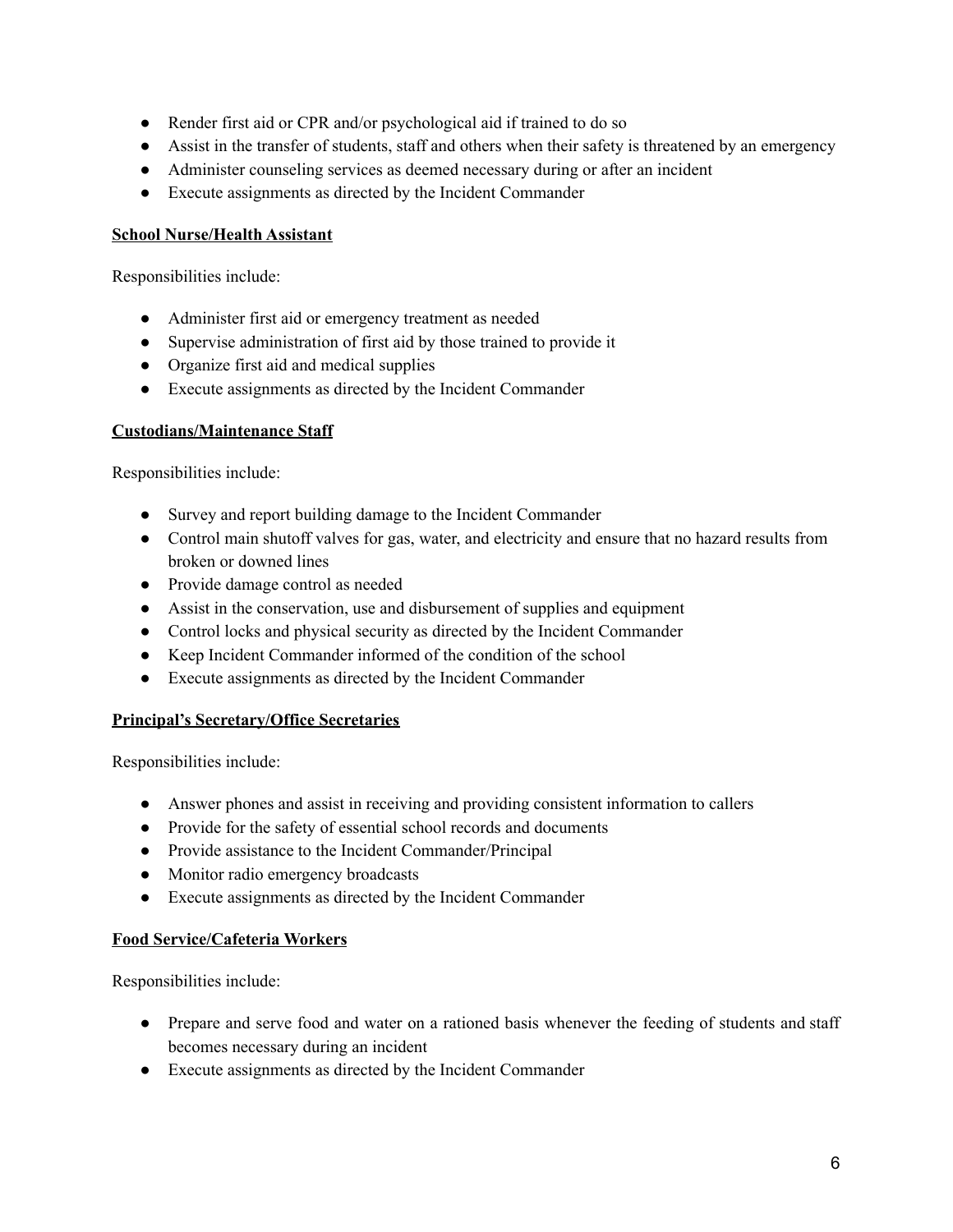- Render first aid or CPR and/or psychological aid if trained to do so
- Assist in the transfer of students, staff and others when their safety is threatened by an emergency
- Administer counseling services as deemed necessary during or after an incident
- Execute assignments as directed by the Incident Commander

**School Nurse/Health Assistant**

Responsibilities include:

- Administer first aid or emergency treatment as needed
- Supervise administration of first aid by those trained to provide it
- Organize first aid and medical supplies
- Execute assignments as directed by the Incident Commander

**Custodians/Maintenance Staff**

Responsibilities include:

- Survey and report building damage to the Incident Commander
- Control main shutoff valves for gas, water, and electricity and ensure that no hazard results from broken or downed lines
- Provide damage control as needed
- Assist in the conservation, use and disbursement of supplies and equipment
- Control locks and physical security as directed by the Incident Commander
- Keep Incident Commander informed of the condition of the school
- Execute assignments as directed by the Incident Commander

**Principal's Secretary/Office Secretaries**

Responsibilities include:

- Answer phones and assist in receiving and providing consistent information to callers
- Provide for the safety of essential school records and documents
- Provide assistance to the Incident Commander/Principal
- Monitor radio emergency broadcasts
- Execute assignments as directed by the Incident Commander

**Food Service/Cafeteria Workers**

Responsibilities include:

- Prepare and serve food and water on a rationed basis whenever the feeding of students and staff becomes necessary during an incident
- Execute assignments as directed by the Incident Commander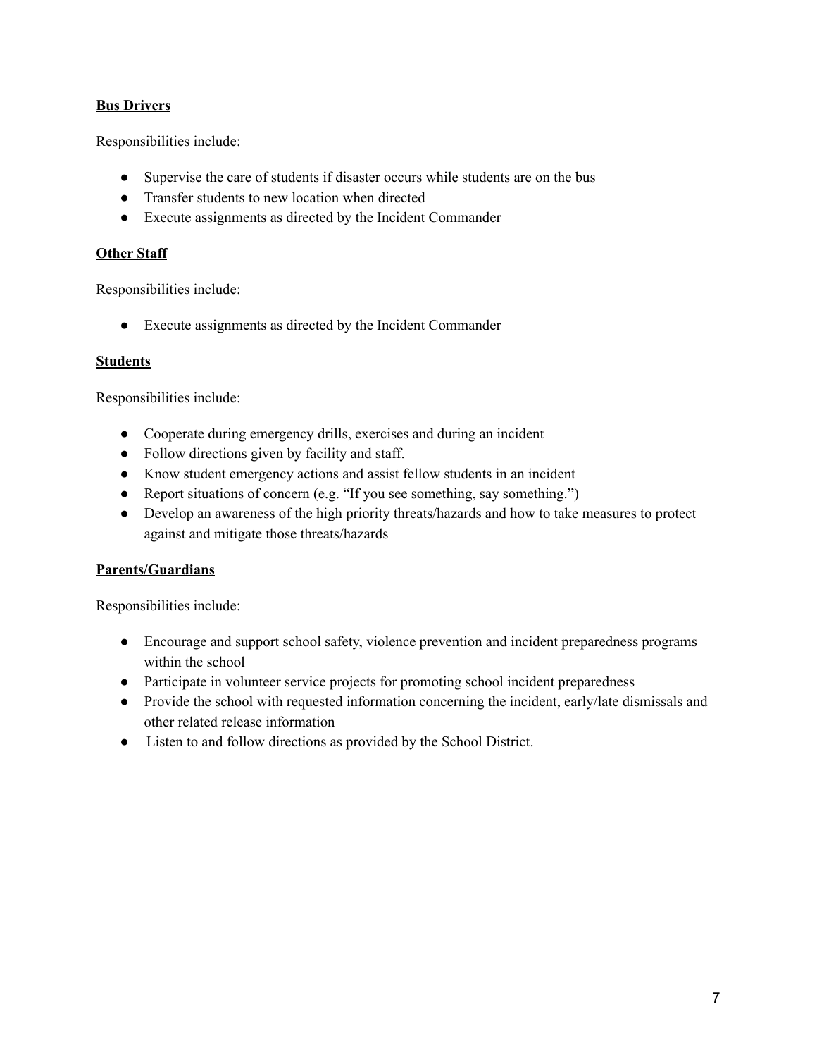**Bus Drivers**

Responsibilities include:

- Supervise the care of students if disaster occurs while students are on the bus
- Transfer students to new location when directed
- Execute assignments as directed by the Incident Commander

**Other Staff**

Responsibilities include:

- Execute assignments as directed by the Incident Commander

**Students**

Responsibilities include:

- Cooperate during emergency drills, exercises and during an incident
- Follow directions given by facility and staff.
- Know student emergency actions and assist fellow students in an incident
- Report situations of concern (e.g. "If you see something, say something.")
- Develop an awareness of the high priority threats/hazards and how to take measures to protect against and mitigate those threats/hazards

**Parents/Guardians**

Responsibilities include:

- Encourage and support school safety, violence prevention and incident preparedness programs within the school
- Participate in volunteer service projects for promoting school incident preparedness
- Provide the school with requested information concerning the incident, early/late dismissals and other related release information
- Listen to and follow directions as provided by the School District.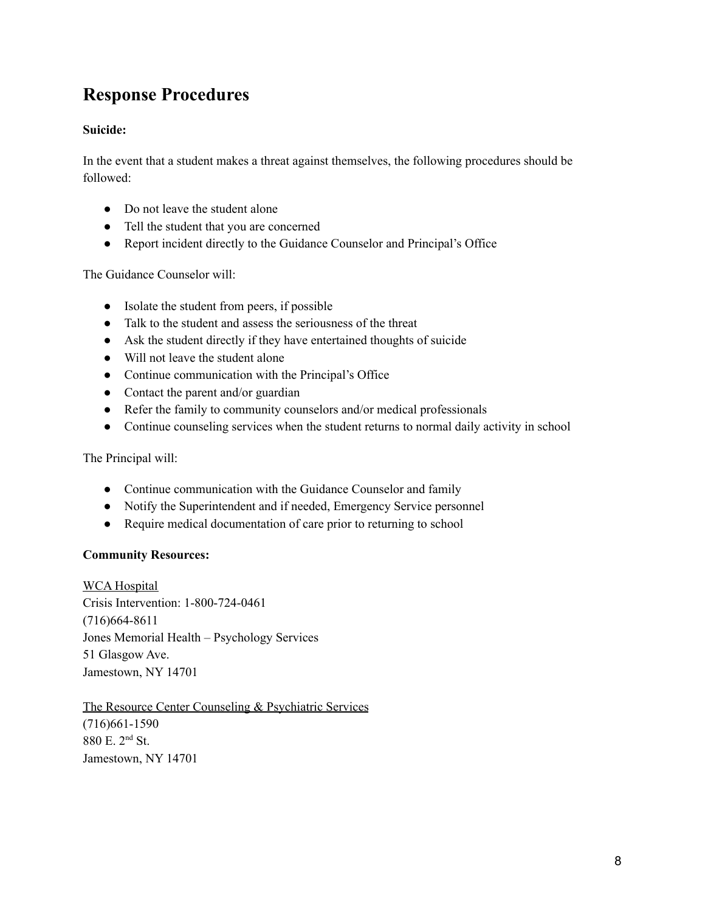## Response Procedures

**Suicide:**

In the event that a student makes a threat against themselves, the following procedures should be followed:

- Do not leave the student alone
- Tell the student that you are concerned
- Report incident directly to the Guidance Counselor and Principal's Office

The Guidance Counselor will:

- Isolate the student from peers, if possible
- Talk to the student and assess the seriousness of the threat
- Ask the student directly if they have entertained thoughts of suicide
- Will not leave the student alone
- Continue communication with the Principal's Office
- Contact the parent and/or guardian
- Refer the family to community counselors and/or medical professionals
- Continue counseling services when the student returns to normal daily activity in school

The Principal will:

- Continue communication with the Guidance Counselor and family
- Notify the Superintendent and if needed, Emergency Service personnel
- Require medical documentation of care prior to returning to school

**Community Resources:**

<u>WCA Hospital</u>
Crisis Intervention: 1-800-724-0461
(716)664-8611
Jones Memorial Health – Psychology Services
51 Glasgow Ave.
Jamestown, NY 14701

<u>The Resource Center Counseling & Psychiatric Services</u>
(716)661-1590
880 E. 2nd St.
Jamestown, NY 14701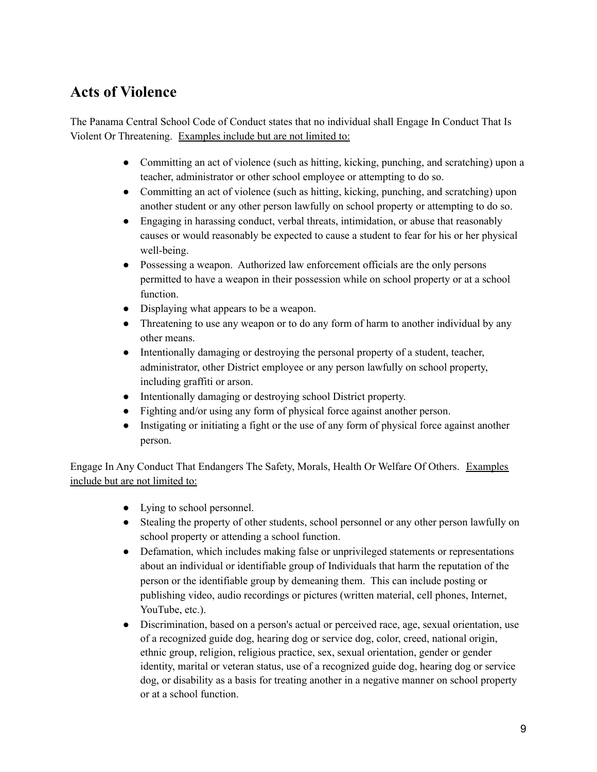## Acts of Violence

The Panama Central School Code of Conduct states that no individual shall Engage In Conduct That Is Violent Or Threatening. <u>Examples include but are not limited to:</u>

- Committing an act of violence (such as hitting, kicking, punching, and scratching) upon a teacher, administrator or other school employee or attempting to do so.
- Committing an act of violence (such as hitting, kicking, punching, and scratching) upon another student or any other person lawfully on school property or attempting to do so.
- Engaging in harassing conduct, verbal threats, intimidation, or abuse that reasonably causes or would reasonably be expected to cause a student to fear for his or her physical well-being.
- Possessing a weapon. Authorized law enforcement officials are the only persons permitted to have a weapon in their possession while on school property or at a school function.
- Displaying what appears to be a weapon.
- Threatening to use any weapon or to do any form of harm to another individual by any other means.
- Intentionally damaging or destroying the personal property of a student, teacher, administrator, other District employee or any person lawfully on school property, including graffiti or arson.
- Intentionally damaging or destroying school District property.
- Fighting and/or using any form of physical force against another person.
- Instigating or initiating a fight or the use of any form of physical force against another person.

Engage In Any Conduct That Endangers The Safety, Morals, Health Or Welfare Of Others. <u>Examples include but are not limited to:</u>

- Lying to school personnel.
- Stealing the property of other students, school personnel or any other person lawfully on school property or attending a school function.
- Defamation, which includes making false or unprivileged statements or representations about an individual or identifiable group of Individuals that harm the reputation of the person or the identifiable group by demeaning them. This can include posting or publishing video, audio recordings or pictures (written material, cell phones, Internet, YouTube, etc.).
- Discrimination, based on a person's actual or perceived race, age, sexual orientation, use of a recognized guide dog, hearing dog or service dog, color, creed, national origin, ethnic group, religion, religious practice, sex, sexual orientation, gender or gender identity, marital or veteran status, use of a recognized guide dog, hearing dog or service dog, or disability as a basis for treating another in a negative manner on school property or at a school function.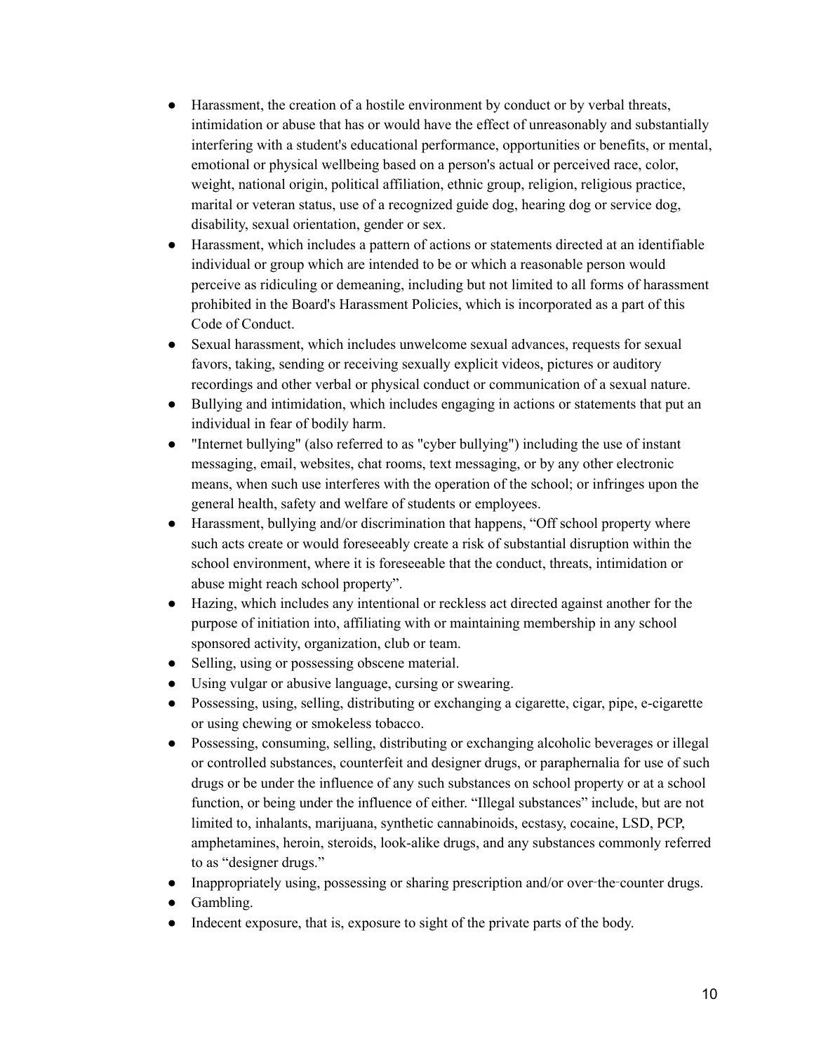- Harassment, the creation of a hostile environment by conduct or by verbal threats, intimidation or abuse that has or would have the effect of unreasonably and substantially interfering with a student's educational performance, opportunities or benefits, or mental, emotional or physical wellbeing based on a person's actual or perceived race, color, weight, national origin, political affiliation, ethnic group, religion, religious practice, marital or veteran status, use of a recognized guide dog, hearing dog or service dog, disability, sexual orientation, gender or sex.
- Harassment, which includes a pattern of actions or statements directed at an identifiable individual or group which are intended to be or which a reasonable person would perceive as ridiculing or demeaning, including but not limited to all forms of harassment prohibited in the Board's Harassment Policies, which is incorporated as a part of this Code of Conduct.
- Sexual harassment, which includes unwelcome sexual advances, requests for sexual favors, taking, sending or receiving sexually explicit videos, pictures or auditory recordings and other verbal or physical conduct or communication of a sexual nature.
- Bullying and intimidation, which includes engaging in actions or statements that put an individual in fear of bodily harm.
- "Internet bullying" (also referred to as "cyber bullying") including the use of instant messaging, email, websites, chat rooms, text messaging, or by any other electronic means, when such use interferes with the operation of the school; or infringes upon the general health, safety and welfare of students or employees.
- Harassment, bullying and/or discrimination that happens, "Off school property where such acts create or would foreseeably create a risk of substantial disruption within the school environment, where it is foreseeable that the conduct, threats, intimidation or abuse might reach school property".
- Hazing, which includes any intentional or reckless act directed against another for the purpose of initiation into, affiliating with or maintaining membership in any school sponsored activity, organization, club or team.
- Selling, using or possessing obscene material.
- Using vulgar or abusive language, cursing or swearing.
- Possessing, using, selling, distributing or exchanging a cigarette, cigar, pipe, e-cigarette or using chewing or smokeless tobacco.
- Possessing, consuming, selling, distributing or exchanging alcoholic beverages or illegal or controlled substances, counterfeit and designer drugs, or paraphernalia for use of such drugs or be under the influence of any such substances on school property or at a school function, or being under the influence of either. "Illegal substances" include, but are not limited to, inhalants, marijuana, synthetic cannabinoids, ecstasy, cocaine, LSD, PCP, amphetamines, heroin, steroids, look-alike drugs, and any substances commonly referred to as "designer drugs."
- Inappropriately using, possessing or sharing prescription and/or over-the-counter drugs.
- Gambling.
- Indecent exposure, that is, exposure to sight of the private parts of the body.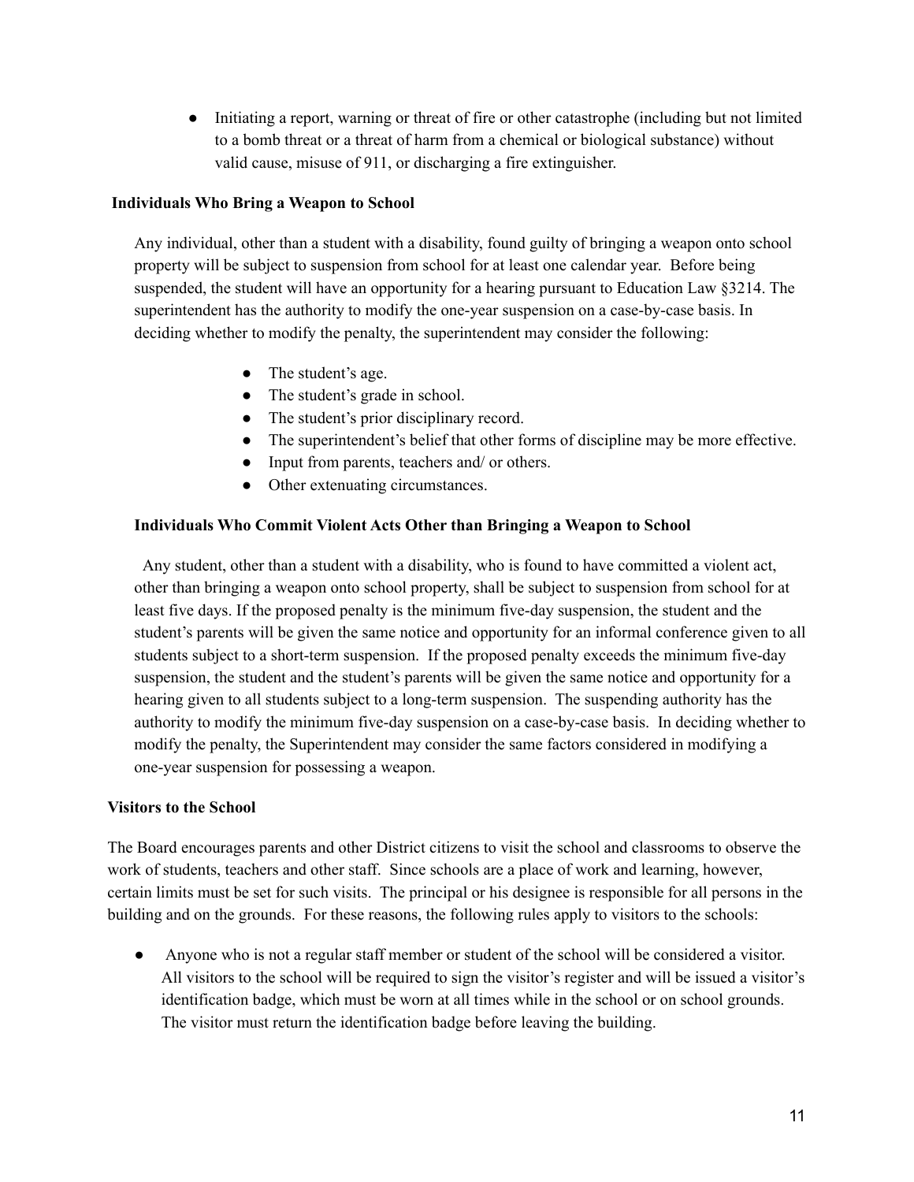- Initiating a report, warning or threat of fire or other catastrophe (including but not limited to a bomb threat or a threat of harm from a chemical or biological substance) without valid cause, misuse of 911, or discharging a fire extinguisher.

**Individuals Who Bring a Weapon to School**

Any individual, other than a student with a disability, found guilty of bringing a weapon onto school property will be subject to suspension from school for at least one calendar year. Before being suspended, the student will have an opportunity for a hearing pursuant to Education Law §3214. The superintendent has the authority to modify the one-year suspension on a case-by-case basis. In deciding whether to modify the penalty, the superintendent may consider the following:

- The student's age.
- The student's grade in school.
- The student's prior disciplinary record.
- The superintendent's belief that other forms of discipline may be more effective.
- Input from parents, teachers and/ or others.
- Other extenuating circumstances.

**Individuals Who Commit Violent Acts Other than Bringing a Weapon to School**

Any student, other than a student with a disability, who is found to have committed a violent act, other than bringing a weapon onto school property, shall be subject to suspension from school for at least five days. If the proposed penalty is the minimum five-day suspension, the student and the student's parents will be given the same notice and opportunity for an informal conference given to all students subject to a short-term suspension. If the proposed penalty exceeds the minimum five-day suspension, the student and the student's parents will be given the same notice and opportunity for a hearing given to all students subject to a long-term suspension. The suspending authority has the authority to modify the minimum five-day suspension on a case-by-case basis. In deciding whether to modify the penalty, the Superintendent may consider the same factors considered in modifying a one-year suspension for possessing a weapon.

**Visitors to the School**

The Board encourages parents and other District citizens to visit the school and classrooms to observe the work of students, teachers and other staff. Since schools are a place of work and learning, however, certain limits must be set for such visits. The principal or his designee is responsible for all persons in the building and on the grounds. For these reasons, the following rules apply to visitors to the schools:

- Anyone who is not a regular staff member or student of the school will be considered a visitor. All visitors to the school will be required to sign the visitor's register and will be issued a visitor's identification badge, which must be worn at all times while in the school or on school grounds. The visitor must return the identification badge before leaving the building.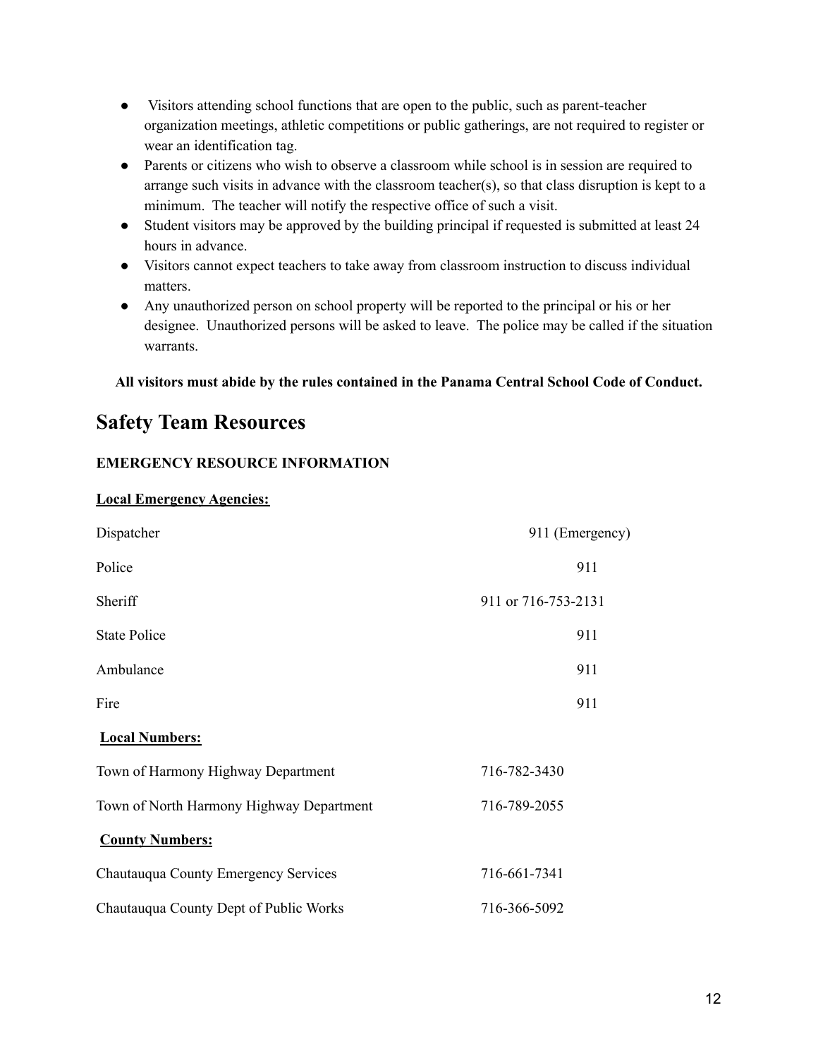- Visitors attending school functions that are open to the public, such as parent-teacher organization meetings, athletic competitions or public gatherings, are not required to register or wear an identification tag.
- Parents or citizens who wish to observe a classroom while school is in session are required to arrange such visits in advance with the classroom teacher(s), so that class disruption is kept to a minimum. The teacher will notify the respective office of such a visit.
- Student visitors may be approved by the building principal if requested is submitted at least 24 hours in advance.
- Visitors cannot expect teachers to take away from classroom instruction to discuss individual matters.
- Any unauthorized person on school property will be reported to the principal or his or her designee. Unauthorized persons will be asked to leave. The police may be called if the situation warrants.

**All visitors must abide by the rules contained in the Panama Central School Code of Conduct.**

# Safety Team Resources

**EMERGENCY RESOURCE INFORMATION**

**Local Emergency Agencies:**

| | |
|---|---|
| Dispatcher | 911 (Emergency) |
| Police | 911 |
| Sheriff | 911 or 716-753-2131 |
| State Police | 911 |
| Ambulance | 911 |
| Fire | 911 |

**Local Numbers:**

| | |
|---|---|
| Town of Harmony Highway Department | 716-782-3430 |
| Town of North Harmony Highway Department | 716-789-2055 |

**County Numbers:**

| | |
|---|---|
| Chautauqua County Emergency Services | 716-661-7341 |
| Chautauqua County Dept of Public Works | 716-366-5092 |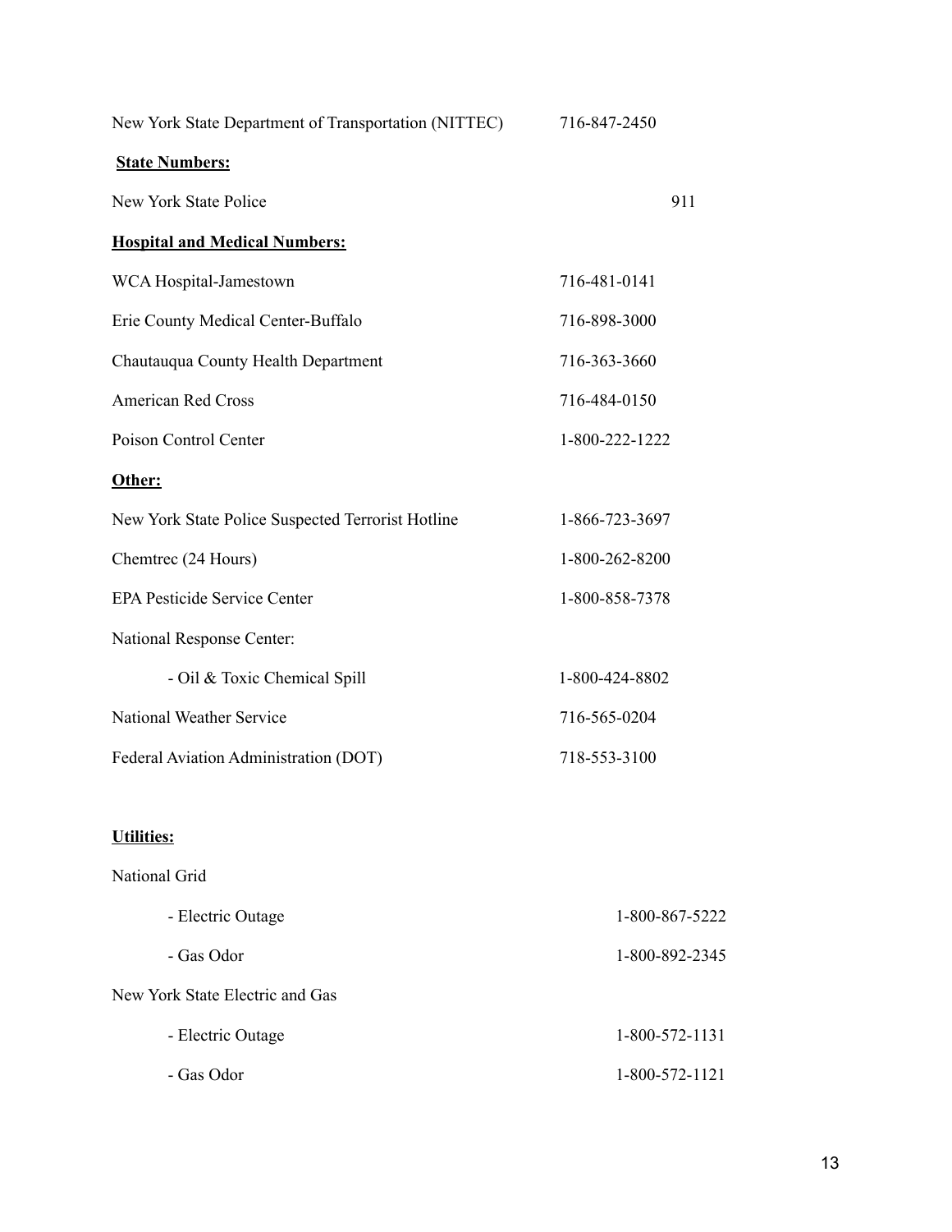| | |
|---|---|
| New York State Department of Transportation (NITTEC) | 716-847-2450 |

**State Numbers:**

| | |
|---|---|
| New York State Police | 911 |

**Hospital and Medical Numbers:**

| | |
|---|---|
| WCA Hospital-Jamestown | 716-481-0141 |
| Erie County Medical Center-Buffalo | 716-898-3000 |
| Chautauqua County Health Department | 716-363-3660 |
| American Red Cross | 716-484-0150 |
| Poison Control Center | 1-800-222-1222 |

**Other:**

| | |
|---|---|
| New York State Police Suspected Terrorist Hotline | 1-866-723-3697 |
| Chemtrec (24 Hours) | 1-800-262-8200 |
| EPA Pesticide Service Center | 1-800-858-7378 |
| National Response Center: | |
| - Oil & Toxic Chemical Spill | 1-800-424-8802 |
| National Weather Service | 716-565-0204 |
| Federal Aviation Administration (DOT) | 718-553-3100 |

**Utilities:**

| | |
|---|---|
| National Grid | |
| - Electric Outage | 1-800-867-5222 |
| - Gas Odor | 1-800-892-2345 |
| New York State Electric and Gas | |
| - Electric Outage | 1-800-572-1131 |
| - Gas Odor | 1-800-572-1121 |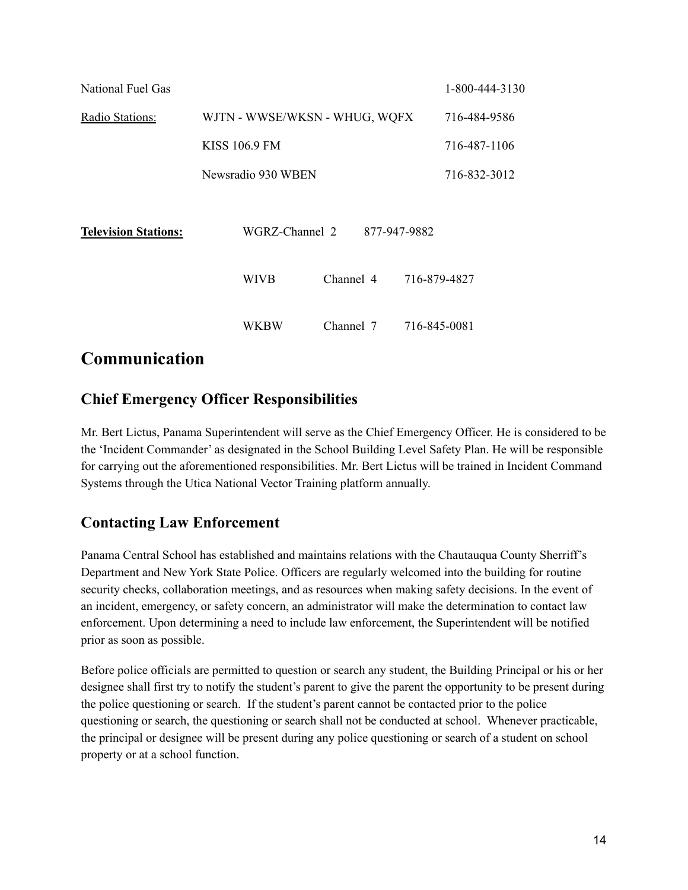| | | |
|---|---|---|
| National Fuel Gas | | 1-800-444-3130 |
| Radio Stations: | WJTN - WWSE/WKSN - WHUG, WQFX | 716-484-9586 |
| | KISS 106.9 FM | 716-487-1106 |
| | Newsradio 930 WBEN | 716-832-3012 |

| | | | |
|---|---|---|---|
| **Television Stations:** | WGRZ-Channel 2 | | 877-947-9882 |
| | WIVB | Channel 4 | 716-879-4827 |
| | WKBW | Channel 7 | 716-845-0081 |

# Communication

## Chief Emergency Officer Responsibilities

Mr. Bert Lictus, Panama Superintendent will serve as the Chief Emergency Officer. He is considered to be the 'Incident Commander' as designated in the School Building Level Safety Plan. He will be responsible for carrying out the aforementioned responsibilities. Mr. Bert Lictus will be trained in Incident Command Systems through the Utica National Vector Training platform annually.

## Contacting Law Enforcement

Panama Central School has established and maintains relations with the Chautauqua County Sherriff's Department and New York State Police. Officers are regularly welcomed into the building for routine security checks, collaboration meetings, and as resources when making safety decisions. In the event of an incident, emergency, or safety concern, an administrator will make the determination to contact law enforcement. Upon determining a need to include law enforcement, the Superintendent will be notified prior as soon as possible.

Before police officials are permitted to question or search any student, the Building Principal or his or her designee shall first try to notify the student's parent to give the parent the opportunity to be present during the police questioning or search. If the student's parent cannot be contacted prior to the police questioning or search, the questioning or search shall not be conducted at school. Whenever practicable, the principal or designee will be present during any police questioning or search of a student on school property or at a school function.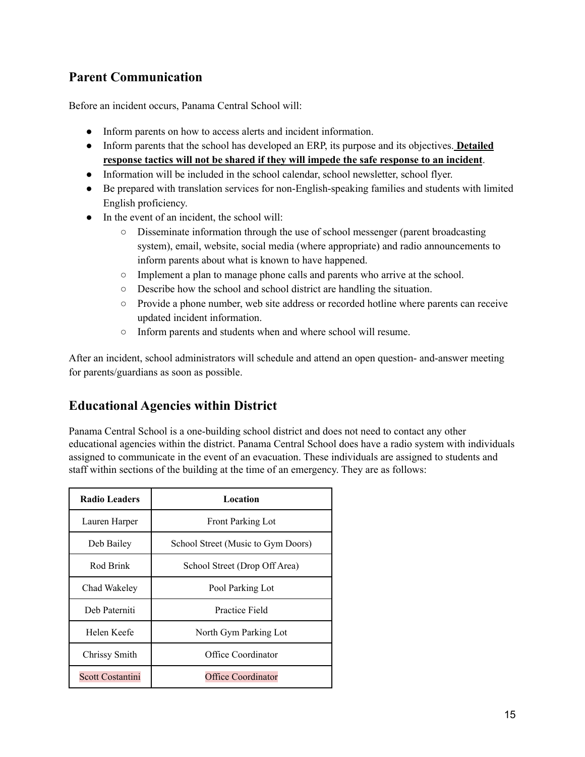## Parent Communication

Before an incident occurs, Panama Central School will:

- Inform parents on how to access alerts and incident information.
- Inform parents that the school has developed an ERP, its purpose and its objectives. **Detailed response tactics will not be shared if they will impede the safe response to an incident**.
- Information will be included in the school calendar, school newsletter, school flyer.
- Be prepared with translation services for non-English-speaking families and students with limited English proficiency.
- In the event of an incident, the school will:
  - Disseminate information through the use of school messenger (parent broadcasting system), email, website, social media (where appropriate) and radio announcements to inform parents about what is known to have happened.
  - Implement a plan to manage phone calls and parents who arrive at the school.
  - Describe how the school and school district are handling the situation.
  - Provide a phone number, web site address or recorded hotline where parents can receive updated incident information.
  - Inform parents and students when and where school will resume.

After an incident, school administrators will schedule and attend an open question- and-answer meeting for parents/guardians as soon as possible.

## Educational Agencies within District

Panama Central School is a one-building school district and does not need to contact any other educational agencies within the district. Panama Central School does have a radio system with individuals assigned to communicate in the event of an evacuation. These individuals are assigned to students and staff within sections of the building at the time of an emergency. They are as follows:

| Radio Leaders | Location |
|---|---|
| Lauren Harper | Front Parking Lot |
| Deb Bailey | School Street (Music to Gym Doors) |
| Rod Brink | School Street (Drop Off Area) |
| Chad Wakeley | Pool Parking Lot |
| Deb Paterniti | Practice Field |
| Helen Keefe | North Gym Parking Lot |
| Chrissy Smith | Office Coordinator |
| Scott Costantini | Office Coordinator |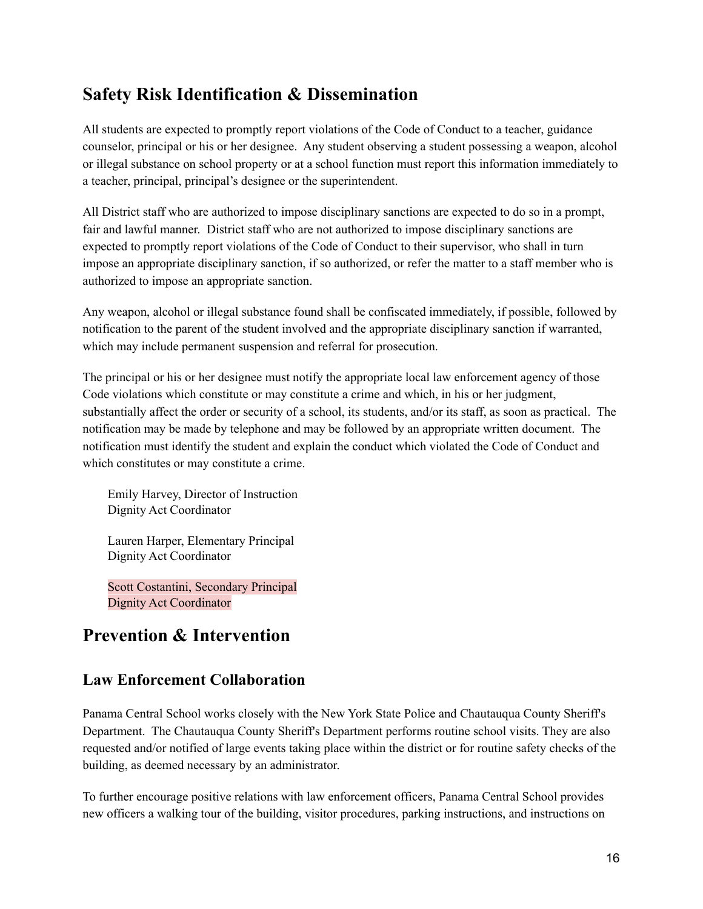## Safety Risk Identification & Dissemination

All students are expected to promptly report violations of the Code of Conduct to a teacher, guidance counselor, principal or his or her designee. Any student observing a student possessing a weapon, alcohol or illegal substance on school property or at a school function must report this information immediately to a teacher, principal, principal's designee or the superintendent.

All District staff who are authorized to impose disciplinary sanctions are expected to do so in a prompt, fair and lawful manner. District staff who are not authorized to impose disciplinary sanctions are expected to promptly report violations of the Code of Conduct to their supervisor, who shall in turn impose an appropriate disciplinary sanction, if so authorized, or refer the matter to a staff member who is authorized to impose an appropriate sanction.

Any weapon, alcohol or illegal substance found shall be confiscated immediately, if possible, followed by notification to the parent of the student involved and the appropriate disciplinary sanction if warranted, which may include permanent suspension and referral for prosecution.

The principal or his or her designee must notify the appropriate local law enforcement agency of those Code violations which constitute or may constitute a crime and which, in his or her judgment, substantially affect the order or security of a school, its students, and/or its staff, as soon as practical. The notification may be made by telephone and may be followed by an appropriate written document. The notification must identify the student and explain the conduct which violated the Code of Conduct and which constitutes or may constitute a crime.

Emily Harvey, Director of Instruction
Dignity Act Coordinator

Lauren Harper, Elementary Principal
Dignity Act Coordinator

Scott Costantini, Secondary Principal
Dignity Act Coordinator

## Prevention & Intervention

### Law Enforcement Collaboration

Panama Central School works closely with the New York State Police and Chautauqua County Sheriff's Department. The Chautauqua County Sheriff's Department performs routine school visits. They are also requested and/or notified of large events taking place within the district or for routine safety checks of the building, as deemed necessary by an administrator.

To further encourage positive relations with law enforcement officers, Panama Central School provides new officers a walking tour of the building, visitor procedures, parking instructions, and instructions on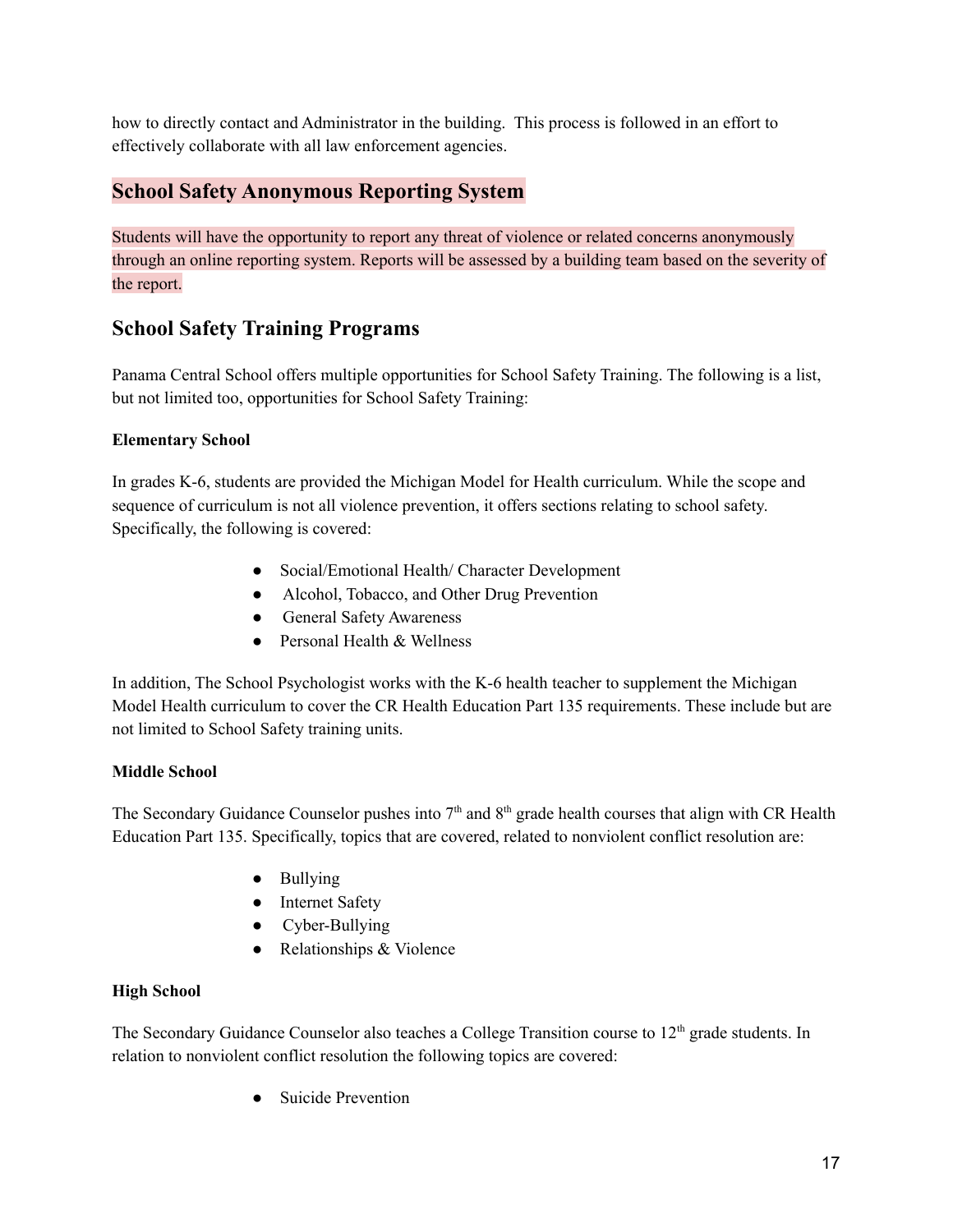how to directly contact and Administrator in the building. This process is followed in an effort to effectively collaborate with all law enforcement agencies.

## School Safety Anonymous Reporting System

Students will have the opportunity to report any threat of violence or related concerns anonymously through an online reporting system. Reports will be assessed by a building team based on the severity of the report.

## School Safety Training Programs

Panama Central School offers multiple opportunities for School Safety Training. The following is a list, but not limited too, opportunities for School Safety Training:

**Elementary School**

In grades K-6, students are provided the Michigan Model for Health curriculum. While the scope and sequence of curriculum is not all violence prevention, it offers sections relating to school safety. Specifically, the following is covered:

- Social/Emotional Health/ Character Development
- Alcohol, Tobacco, and Other Drug Prevention
- General Safety Awareness
- Personal Health & Wellness

In addition, The School Psychologist works with the K-6 health teacher to supplement the Michigan Model Health curriculum to cover the CR Health Education Part 135 requirements. These include but are not limited to School Safety training units.

**Middle School**

The Secondary Guidance Counselor pushes into 7th and 8th grade health courses that align with CR Health Education Part 135. Specifically, topics that are covered, related to nonviolent conflict resolution are:

- Bullying
- Internet Safety
- Cyber-Bullying
- Relationships & Violence

**High School**

The Secondary Guidance Counselor also teaches a College Transition course to 12th grade students. In relation to nonviolent conflict resolution the following topics are covered:

- Suicide Prevention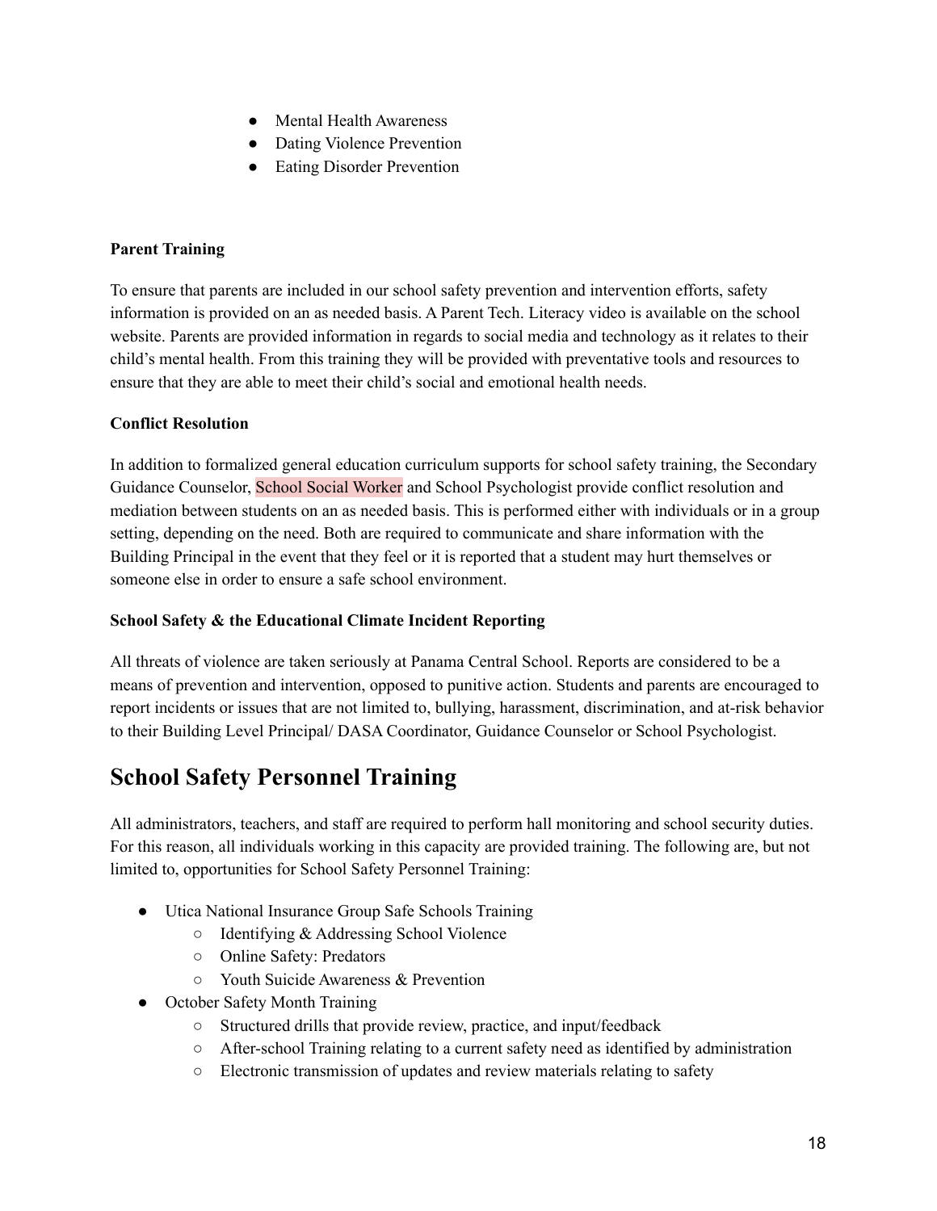- Mental Health Awareness
- Dating Violence Prevention
- Eating Disorder Prevention

**Parent Training**

To ensure that parents are included in our school safety prevention and intervention efforts, safety information is provided on an as needed basis. A Parent Tech. Literacy video is available on the school website. Parents are provided information in regards to social media and technology as it relates to their child's mental health. From this training they will be provided with preventative tools and resources to ensure that they are able to meet their child's social and emotional health needs.

**Conflict Resolution**

In addition to formalized general education curriculum supports for school safety training, the Secondary Guidance Counselor, School Social Worker and School Psychologist provide conflict resolution and mediation between students on an as needed basis. This is performed either with individuals or in a group setting, depending on the need. Both are required to communicate and share information with the Building Principal in the event that they feel or it is reported that a student may hurt themselves or someone else in order to ensure a safe school environment.

**School Safety & the Educational Climate Incident Reporting**

All threats of violence are taken seriously at Panama Central School. Reports are considered to be a means of prevention and intervention, opposed to punitive action. Students and parents are encouraged to report incidents or issues that are not limited to, bullying, harassment, discrimination, and at-risk behavior to their Building Level Principal/ DASA Coordinator, Guidance Counselor or School Psychologist.

## School Safety Personnel Training

All administrators, teachers, and staff are required to perform hall monitoring and school security duties. For this reason, all individuals working in this capacity are provided training. The following are, but not limited to, opportunities for School Safety Personnel Training:

- Utica National Insurance Group Safe Schools Training
  - Identifying & Addressing School Violence
  - Online Safety: Predators
  - Youth Suicide Awareness & Prevention
- October Safety Month Training
  - Structured drills that provide review, practice, and input/feedback
  - After-school Training relating to a current safety need as identified by administration
  - Electronic transmission of updates and review materials relating to safety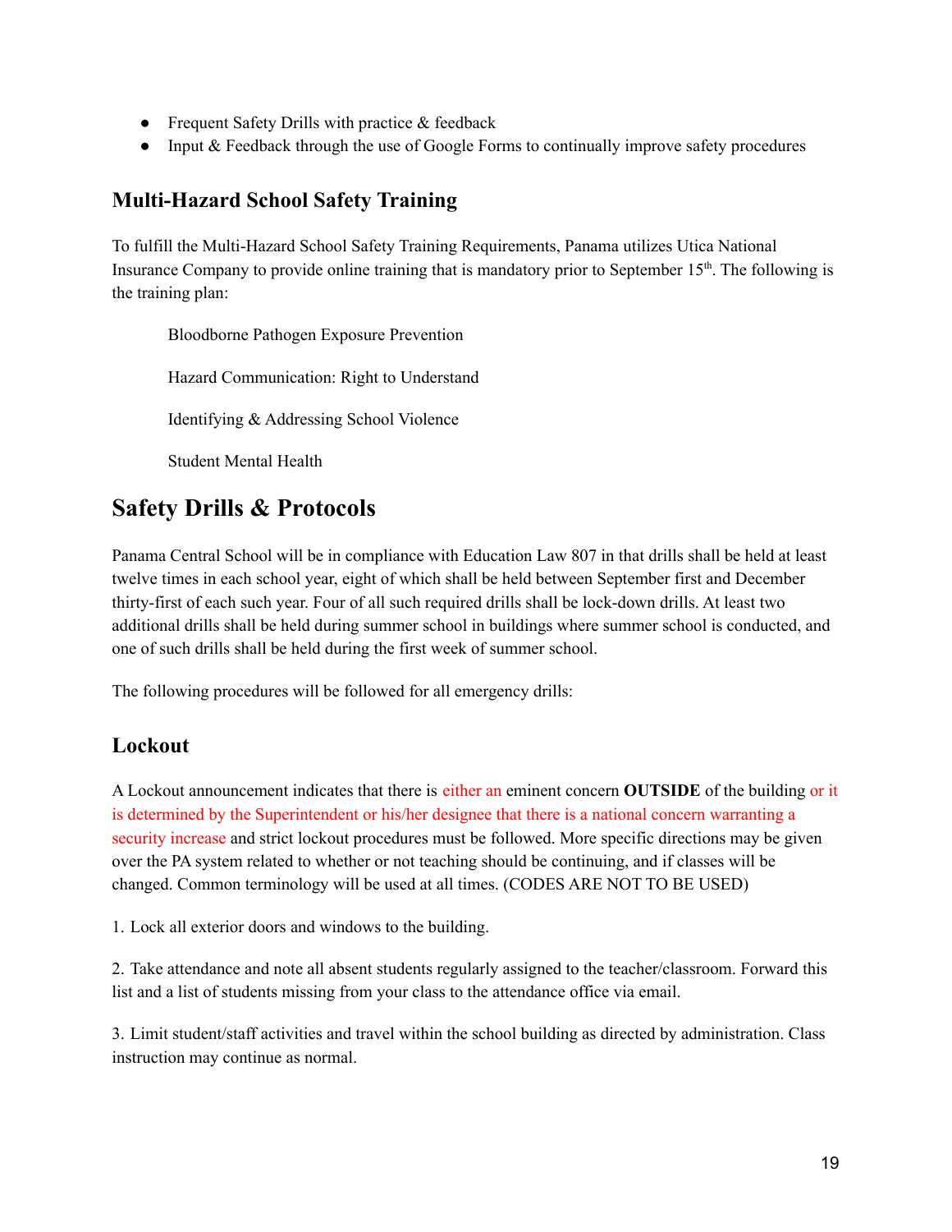- Frequent Safety Drills with practice & feedback
- Input & Feedback through the use of Google Forms to continually improve safety procedures

### Multi-Hazard School Safety Training

To fulfill the Multi-Hazard School Safety Training Requirements, Panama utilizes Utica National Insurance Company to provide online training that is mandatory prior to September 15th. The following is the training plan:

Bloodborne Pathogen Exposure Prevention

Hazard Communication: Right to Understand

Identifying & Addressing School Violence

Student Mental Health

## Safety Drills & Protocols

Panama Central School will be in compliance with Education Law 807 in that drills shall be held at least twelve times in each school year, eight of which shall be held between September first and December thirty-first of each such year. Four of all such required drills shall be lock-down drills. At least two additional drills shall be held during summer school in buildings where summer school is conducted, and one of such drills shall be held during the first week of summer school.

The following procedures will be followed for all emergency drills:

### Lockout

A Lockout announcement indicates that there is either an eminent concern **OUTSIDE** of the building or it is determined by the Superintendent or his/her designee that there is a national concern warranting a security increase and strict lockout procedures must be followed. More specific directions may be given over the PA system related to whether or not teaching should be continuing, and if classes will be changed. Common terminology will be used at all times. (CODES ARE NOT TO BE USED)

1. Lock all exterior doors and windows to the building.

2. Take attendance and note all absent students regularly assigned to the teacher/classroom. Forward this list and a list of students missing from your class to the attendance office via email.

3. Limit student/staff activities and travel within the school building as directed by administration. Class instruction may continue as normal.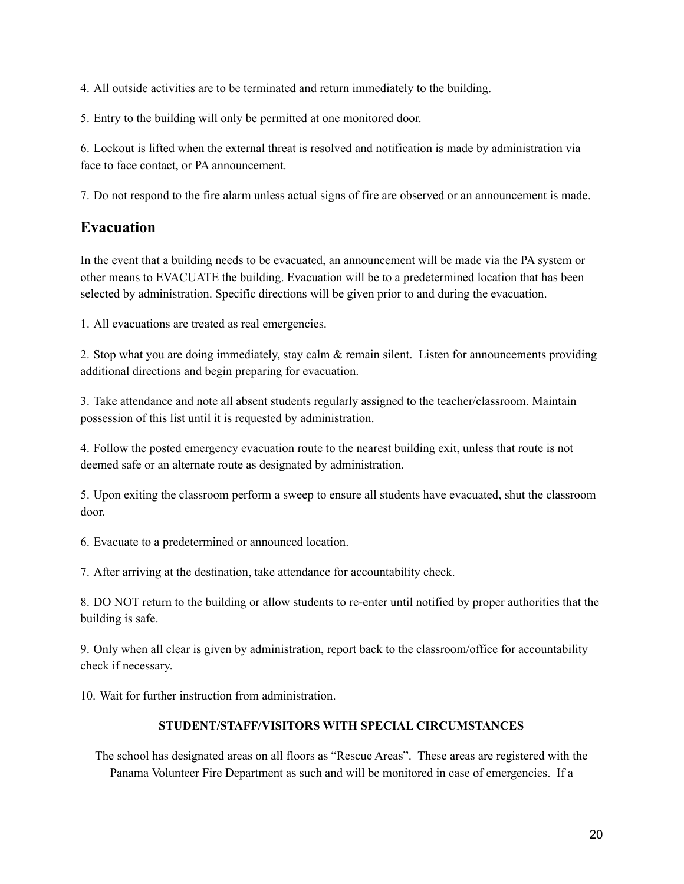4. All outside activities are to be terminated and return immediately to the building.

5. Entry to the building will only be permitted at one monitored door.

6. Lockout is lifted when the external threat is resolved and notification is made by administration via face to face contact, or PA announcement.

7. Do not respond to the fire alarm unless actual signs of fire are observed or an announcement is made.

## Evacuation

In the event that a building needs to be evacuated, an announcement will be made via the PA system or other means to EVACUATE the building. Evacuation will be to a predetermined location that has been selected by administration. Specific directions will be given prior to and during the evacuation.

1. All evacuations are treated as real emergencies.

2. Stop what you are doing immediately, stay calm & remain silent. Listen for announcements providing additional directions and begin preparing for evacuation.

3. Take attendance and note all absent students regularly assigned to the teacher/classroom. Maintain possession of this list until it is requested by administration.

4. Follow the posted emergency evacuation route to the nearest building exit, unless that route is not deemed safe or an alternate route as designated by administration.

5. Upon exiting the classroom perform a sweep to ensure all students have evacuated, shut the classroom door.

6. Evacuate to a predetermined or announced location.

7. After arriving at the destination, take attendance for accountability check.

8. DO NOT return to the building or allow students to re-enter until notified by proper authorities that the building is safe.

9. Only when all clear is given by administration, report back to the classroom/office for accountability check if necessary.

10. Wait for further instruction from administration.

**STUDENT/STAFF/VISITORS WITH SPECIAL CIRCUMSTANCES**

The school has designated areas on all floors as "Rescue Areas". These areas are registered with the Panama Volunteer Fire Department as such and will be monitored in case of emergencies. If a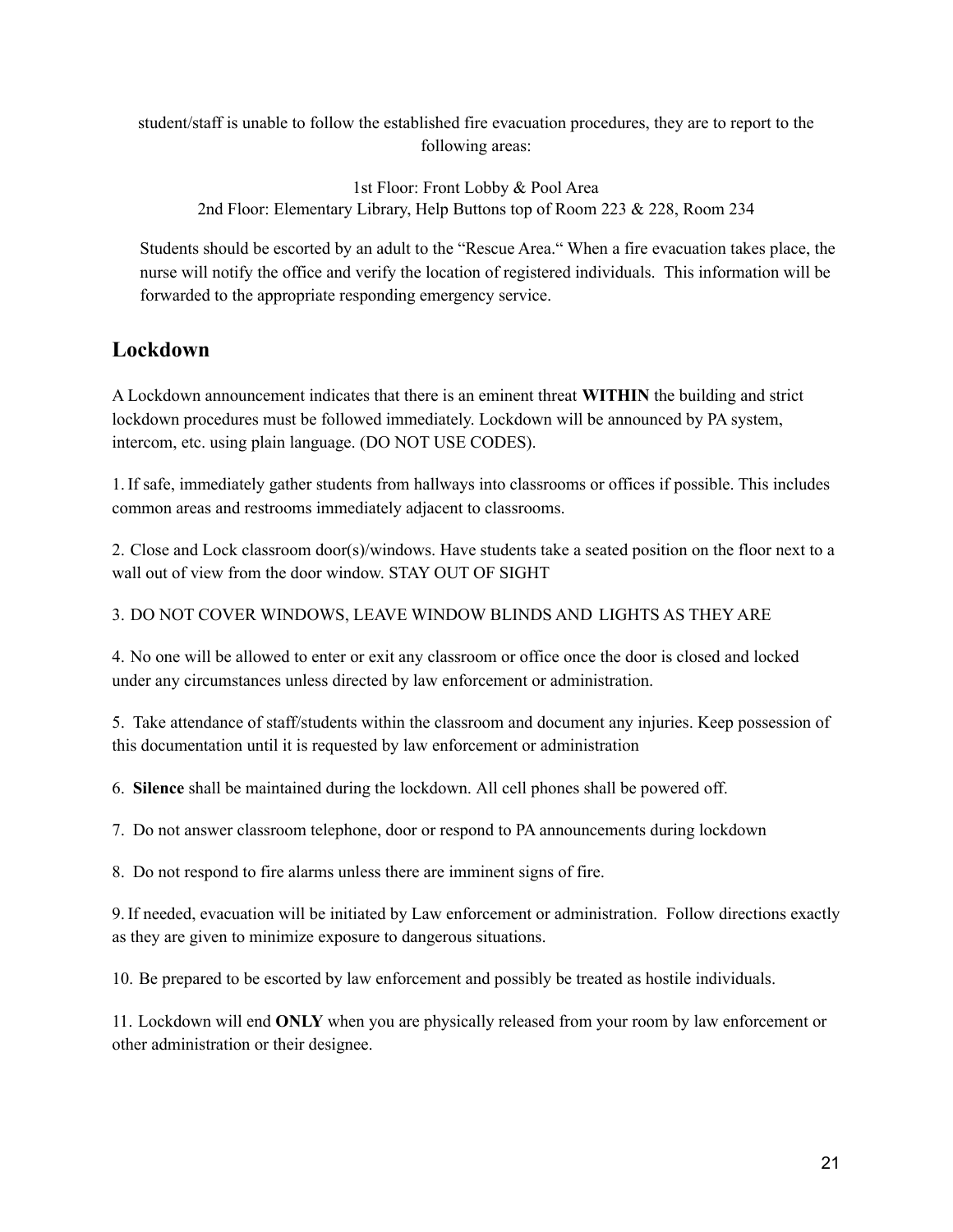student/staff is unable to follow the established fire evacuation procedures, they are to report to the following areas:

1st Floor: Front Lobby & Pool Area
2nd Floor: Elementary Library, Help Buttons top of Room 223 & 228, Room 234

Students should be escorted by an adult to the "Rescue Area." When a fire evacuation takes place, the nurse will notify the office and verify the location of registered individuals. This information will be forwarded to the appropriate responding emergency service.

## Lockdown

A Lockdown announcement indicates that there is an eminent threat **WITHIN** the building and strict lockdown procedures must be followed immediately. Lockdown will be announced by PA system, intercom, etc. using plain language. (DO NOT USE CODES).

1. If safe, immediately gather students from hallways into classrooms or offices if possible. This includes common areas and restrooms immediately adjacent to classrooms.

2. Close and Lock classroom door(s)/windows. Have students take a seated position on the floor next to a wall out of view from the door window. STAY OUT OF SIGHT

3. DO NOT COVER WINDOWS, LEAVE WINDOW BLINDS AND LIGHTS AS THEY ARE

4. No one will be allowed to enter or exit any classroom or office once the door is closed and locked under any circumstances unless directed by law enforcement or administration.

5. Take attendance of staff/students within the classroom and document any injuries. Keep possession of this documentation until it is requested by law enforcement or administration

6. **Silence** shall be maintained during the lockdown. All cell phones shall be powered off.

7. Do not answer classroom telephone, door or respond to PA announcements during lockdown

8. Do not respond to fire alarms unless there are imminent signs of fire.

9. If needed, evacuation will be initiated by Law enforcement or administration. Follow directions exactly as they are given to minimize exposure to dangerous situations.

10. Be prepared to be escorted by law enforcement and possibly be treated as hostile individuals.

11. Lockdown will end **ONLY** when you are physically released from your room by law enforcement or other administration or their designee.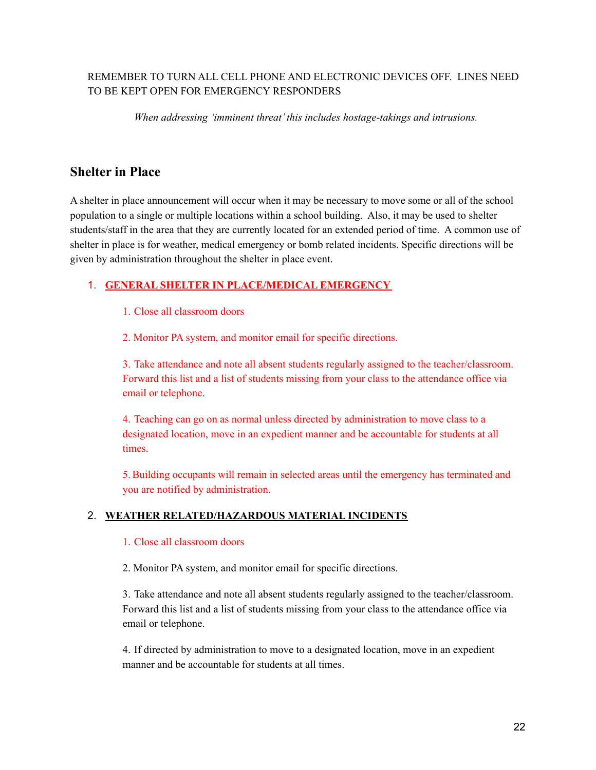REMEMBER TO TURN ALL CELL PHONE AND ELECTRONIC DEVICES OFF. LINES NEED TO BE KEPT OPEN FOR EMERGENCY RESPONDERS

*When addressing 'imminent threat' this includes hostage-takings and intrusions.*

## Shelter in Place

A shelter in place announcement will occur when it may be necessary to move some or all of the school population to a single or multiple locations within a school building. Also, it may be used to shelter students/staff in the area that they are currently located for an extended period of time. A common use of shelter in place is for weather, medical emergency or bomb related incidents. Specific directions will be given by administration throughout the shelter in place event.

1. **GENERAL SHELTER IN PLACE/MEDICAL EMERGENCY**

    1. Close all classroom doors

    2. Monitor PA system, and monitor email for specific directions.

    3. Take attendance and note all absent students regularly assigned to the teacher/classroom. Forward this list and a list of students missing from your class to the attendance office via email or telephone.

    4. Teaching can go on as normal unless directed by administration to move class to a designated location, move in an expedient manner and be accountable for students at all times.

    5. Building occupants will remain in selected areas until the emergency has terminated and you are notified by administration.

2. **WEATHER RELATED/HAZARDOUS MATERIAL INCIDENTS**

    1. Close all classroom doors

    2. Monitor PA system, and monitor email for specific directions.

    3. Take attendance and note all absent students regularly assigned to the teacher/classroom. Forward this list and a list of students missing from your class to the attendance office via email or telephone.

    4. If directed by administration to move to a designated location, move in an expedient manner and be accountable for students at all times.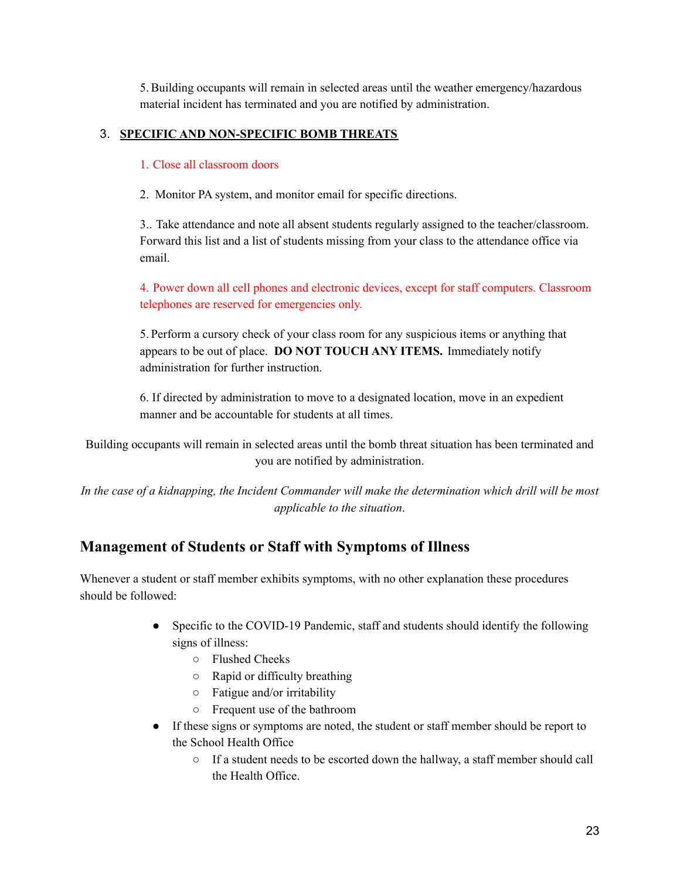5. Building occupants will remain in selected areas until the weather emergency/hazardous material incident has terminated and you are notified by administration.

3. **SPECIFIC AND NON-SPECIFIC BOMB THREATS**

1. Close all classroom doors

2. Monitor PA system, and monitor email for specific directions.

3.. Take attendance and note all absent students regularly assigned to the teacher/classroom. Forward this list and a list of students missing from your class to the attendance office via email.

4. Power down all cell phones and electronic devices, except for staff computers. Classroom telephones are reserved for emergencies only.

5. Perform a cursory check of your class room for any suspicious items or anything that appears to be out of place. **DO NOT TOUCH ANY ITEMS.** Immediately notify administration for further instruction.

6. If directed by administration to move to a designated location, move in an expedient manner and be accountable for students at all times.

Building occupants will remain in selected areas until the bomb threat situation has been terminated and you are notified by administration.

*In the case of a kidnapping, the Incident Commander will make the determination which drill will be most applicable to the situation.*

## Management of Students or Staff with Symptoms of Illness

Whenever a student or staff member exhibits symptoms, with no other explanation these procedures should be followed:

- Specific to the COVID-19 Pandemic, staff and students should identify the following signs of illness:
  - Flushed Cheeks
  - Rapid or difficulty breathing
  - Fatigue and/or irritability
  - Frequent use of the bathroom
- If these signs or symptoms are noted, the student or staff member should be report to the School Health Office
  - If a student needs to be escorted down the hallway, a staff member should call the Health Office.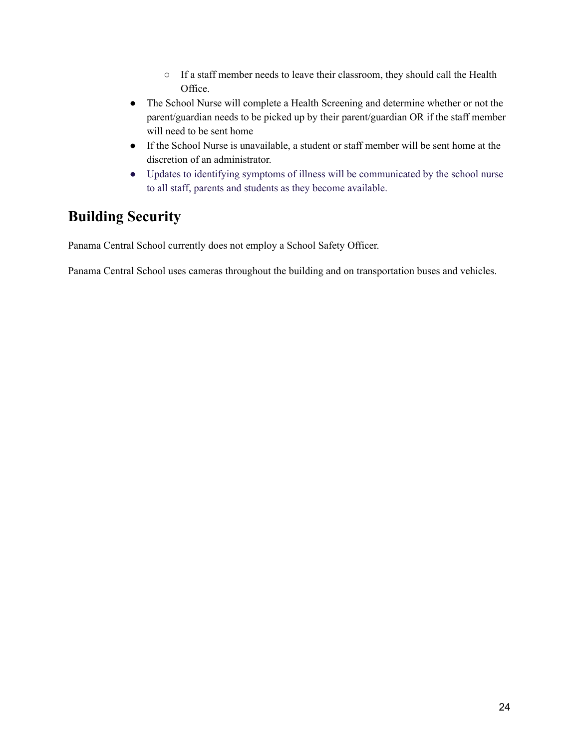- If a staff member needs to leave their classroom, they should call the Health Office.
- The School Nurse will complete a Health Screening and determine whether or not the parent/guardian needs to be picked up by their parent/guardian OR if the staff member will need to be sent home
- If the School Nurse is unavailable, a student or staff member will be sent home at the discretion of an administrator.
- Updates to identifying symptoms of illness will be communicated by the school nurse to all staff, parents and students as they become available.

## Building Security

Panama Central School currently does not employ a School Safety Officer.

Panama Central School uses cameras throughout the building and on transportation buses and vehicles.